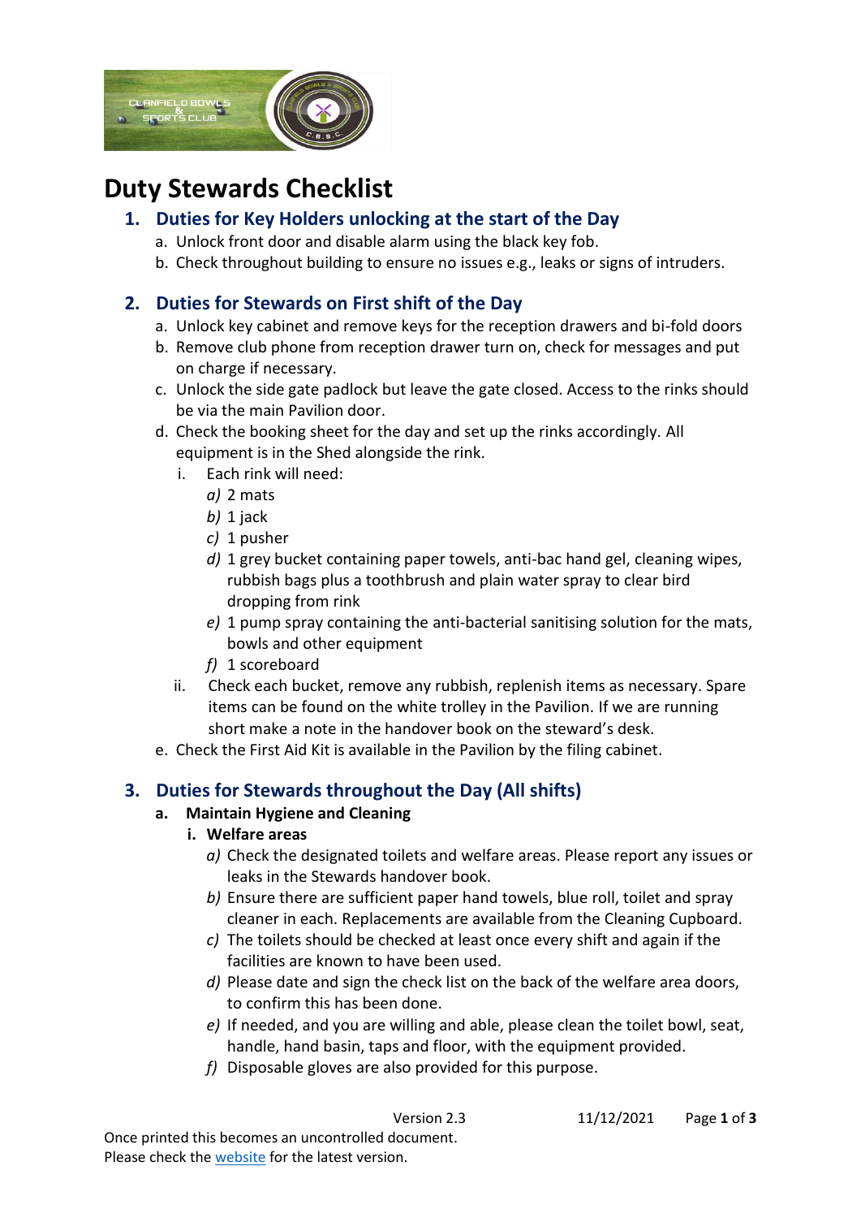# Duty Stewards Checklist

## 1. Duties for Key Holders unlocking at the start of the Day

a. Unlock front door and disable alarm using the black key fob.
b. Check throughout building to ensure no issues e.g., leaks or signs of intruders.

## 2. Duties for Stewards on First shift of the Day

a. Unlock key cabinet and remove keys for the reception drawers and bi-fold doors
b. Remove club phone from reception drawer turn on, check for messages and put on charge if necessary.
c. Unlock the side gate padlock but leave the gate closed. Access to the rinks should be via the main Pavilion door.
d. Check the booking sheet for the day and set up the rinks accordingly. All equipment is in the Shed alongside the rink.
   i. Each rink will need:
      *a)* 2 mats
      *b)* 1 jack
      *c)* 1 pusher
      *d)* 1 grey bucket containing paper towels, anti-bac hand gel, cleaning wipes, rubbish bags plus a toothbrush and plain water spray to clear bird dropping from rink
      *e)* 1 pump spray containing the anti-bacterial sanitising solution for the mats, bowls and other equipment
      *f)* 1 scoreboard
   ii. Check each bucket, remove any rubbish, replenish items as necessary. Spare items can be found on the white trolley in the Pavilion. If we are running short make a note in the handover book on the steward's desk.
e. Check the First Aid Kit is available in the Pavilion by the filing cabinet.

## 3. Duties for Stewards throughout the Day (All shifts)

**a. Maintain Hygiene and Cleaning**

**i. Welfare areas**

*a)* Check the designated toilets and welfare areas. Please report any issues or leaks in the Stewards handover book.
*b)* Ensure there are sufficient paper hand towels, blue roll, toilet and spray cleaner in each. Replacements are available from the Cleaning Cupboard.
*c)* The toilets should be checked at least once every shift and again if the facilities are known to have been used.
*d)* Please date and sign the check list on the back of the welfare area doors, to confirm this has been done.
*e)* If needed, and you are willing and able, please clean the toilet bowl, seat, handle, hand basin, taps and floor, with the equipment provided.
*f)* Disposable gloves are also provided for this purpose.

Version 2.3 11/12/2021

Once printed this becomes an uncontrolled document.
Please check the website for the latest version.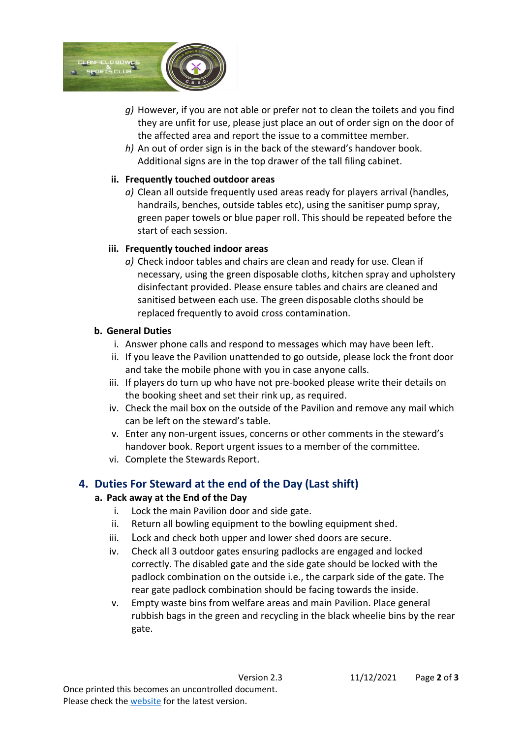g) However, if you are not able or prefer not to clean the toilets and you find they are unfit for use, please just place an out of order sign on the door of the affected area and report the issue to a committee member.

h) An out of order sign is in the back of the steward's handover book. Additional signs are in the top drawer of the tall filing cabinet.

**ii. Frequently touched outdoor areas**

a) Clean all outside frequently used areas ready for players arrival (handles, handrails, benches, outside tables etc), using the sanitiser pump spray, green paper towels or blue paper roll. This should be repeated before the start of each session.

**iii. Frequently touched indoor areas**

a) Check indoor tables and chairs are clean and ready for use. Clean if necessary, using the green disposable cloths, kitchen spray and upholstery disinfectant provided. Please ensure tables and chairs are cleaned and sanitised between each use. The green disposable cloths should be replaced frequently to avoid cross contamination.

**b. General Duties**

i. Answer phone calls and respond to messages which may have been left.
ii. If you leave the Pavilion unattended to go outside, please lock the front door and take the mobile phone with you in case anyone calls.
iii. If players do turn up who have not pre-booked please write their details on the booking sheet and set their rink up, as required.
iv. Check the mail box on the outside of the Pavilion and remove any mail which can be left on the steward's table.
v. Enter any non-urgent issues, concerns or other comments in the steward's handover book. Report urgent issues to a member of the committee.
vi. Complete the Stewards Report.

## 4. Duties For Steward at the end of the Day (Last shift)

**a. Pack away at the End of the Day**

i. Lock the main Pavilion door and side gate.
ii. Return all bowling equipment to the bowling equipment shed.
iii. Lock and check both upper and lower shed doors are secure.
iv. Check all 3 outdoor gates ensuring padlocks are engaged and locked correctly. The disabled gate and the side gate should be locked with the padlock combination on the outside i.e., the carpark side of the gate. The rear gate padlock combination should be facing towards the inside.
v. Empty waste bins from welfare areas and main Pavilion. Place general rubbish bags in the green and recycling in the black wheelie bins by the rear gate.

Version 2.3 11/12/2021

Once printed this becomes an uncontrolled document.
Please check the website for the latest version.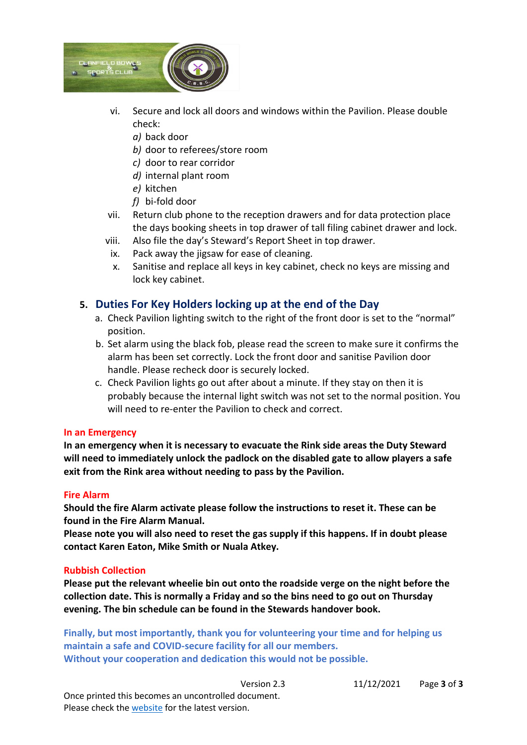vi. Secure and lock all doors and windows within the Pavilion. Please double check:
   *a)* back door
   *b)* door to referees/store room
   *c)* door to rear corridor
   *d)* internal plant room
   *e)* kitchen
   *f)* bi-fold door

vii. Return club phone to the reception drawers and for data protection place the days booking sheets in top drawer of tall filing cabinet drawer and lock.

viii. Also file the day's Steward's Report Sheet in top drawer.

ix. Pack away the jigsaw for ease of cleaning.

x. Sanitise and replace all keys in key cabinet, check no keys are missing and lock key cabinet.

## 5. Duties For Key Holders locking up at the end of the Day

a. Check Pavilion lighting switch to the right of the front door is set to the "normal" position.
b. Set alarm using the black fob, please read the screen to make sure it confirms the alarm has been set correctly. Lock the front door and sanitise Pavilion door handle. Please recheck door is securely locked.
c. Check Pavilion lights go out after about a minute. If they stay on then it is probably because the internal light switch was not set to the normal position. You will need to re-enter the Pavilion to check and correct.

### In an Emergency

**In an emergency when it is necessary to evacuate the Rink side areas the Duty Steward will need to immediately unlock the padlock on the disabled gate to allow players a safe exit from the Rink area without needing to pass by the Pavilion.**

### Fire Alarm

**Should the fire Alarm activate please follow the instructions to reset it. These can be found in the Fire Alarm Manual.**
**Please note you will also need to reset the gas supply if this happens. If in doubt please contact Karen Eaton, Mike Smith or Nuala Atkey.**

### Rubbish Collection

**Please put the relevant wheelie bin out onto the roadside verge on the night before the collection date. This is normally a Friday and so the bins need to go out on Thursday evening. The bin schedule can be found in the Stewards handover book.**

**Finally, but most importantly, thank you for volunteering your time and for helping us maintain a safe and COVID-secure facility for all our members.**
**Without your cooperation and dedication this would not be possible.**

Version 2.3 11/12/2021

Once printed this becomes an uncontrolled document.
Please check the website for the latest version.